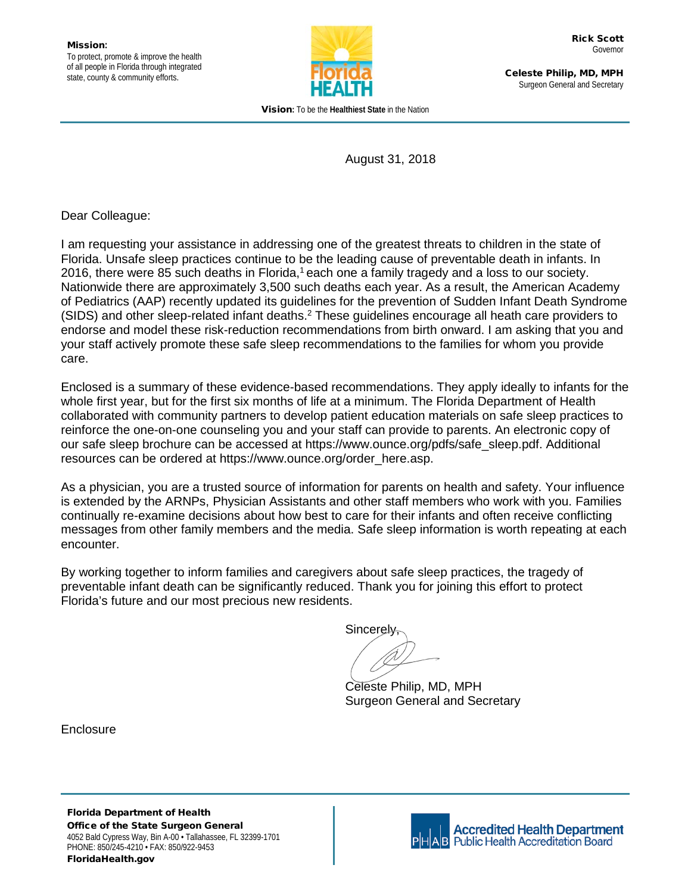**Mission:**
To protect, promote & improve the health of all people in Florida through integrated state, county & community efforts.

**Rick Scott**
Governor

**Celeste Philip, MD, MPH**
Surgeon General and Secretary

**Vision:** To be the **Healthiest State** in the Nation

August 31, 2018

Dear Colleague:

I am requesting your assistance in addressing one of the greatest threats to children in the state of Florida. Unsafe sleep practices continue to be the leading cause of preventable death in infants. In 2016, there were 85 such deaths in Florida,[1] each one a family tragedy and a loss to our society. Nationwide there are approximately 3,500 such deaths each year. As a result, the American Academy of Pediatrics (AAP) recently updated its guidelines for the prevention of Sudden Infant Death Syndrome (SIDS) and other sleep-related infant deaths.[2] These guidelines encourage all heath care providers to endorse and model these risk-reduction recommendations from birth onward. I am asking that you and your staff actively promote these safe sleep recommendations to the families for whom you provide care.

Enclosed is a summary of these evidence-based recommendations. They apply ideally to infants for the whole first year, but for the first six months of life at a minimum. The Florida Department of Health collaborated with community partners to develop patient education materials on safe sleep practices to reinforce the one-on-one counseling you and your staff can provide to parents. An electronic copy of our safe sleep brochure can be accessed at https://www.ounce.org/pdfs/safe_sleep.pdf. Additional resources can be ordered at https://www.ounce.org/order_here.asp.

As a physician, you are a trusted source of information for parents on health and safety. Your influence is extended by the ARNPs, Physician Assistants and other staff members who work with you. Families continually re-examine decisions about how best to care for their infants and often receive conflicting messages from other family members and the media. Safe sleep information is worth repeating at each encounter.

By working together to inform families and caregivers about safe sleep practices, the tragedy of preventable infant death can be significantly reduced. Thank you for joining this effort to protect Florida's future and our most precious new residents.

Sincerely,

Celeste Philip, MD, MPH
Surgeon General and Secretary

Enclosure

**Florida Department of Health**
**Office of the State Surgeon General**
4052 Bald Cypress Way, Bin A-00 • Tallahassee, FL 32399-1701
PHONE: 850/245-4210 • FAX: 850/922-9453
**FloridaHealth.gov**

Accredited Health Department
PHAB Public Health Accreditation Board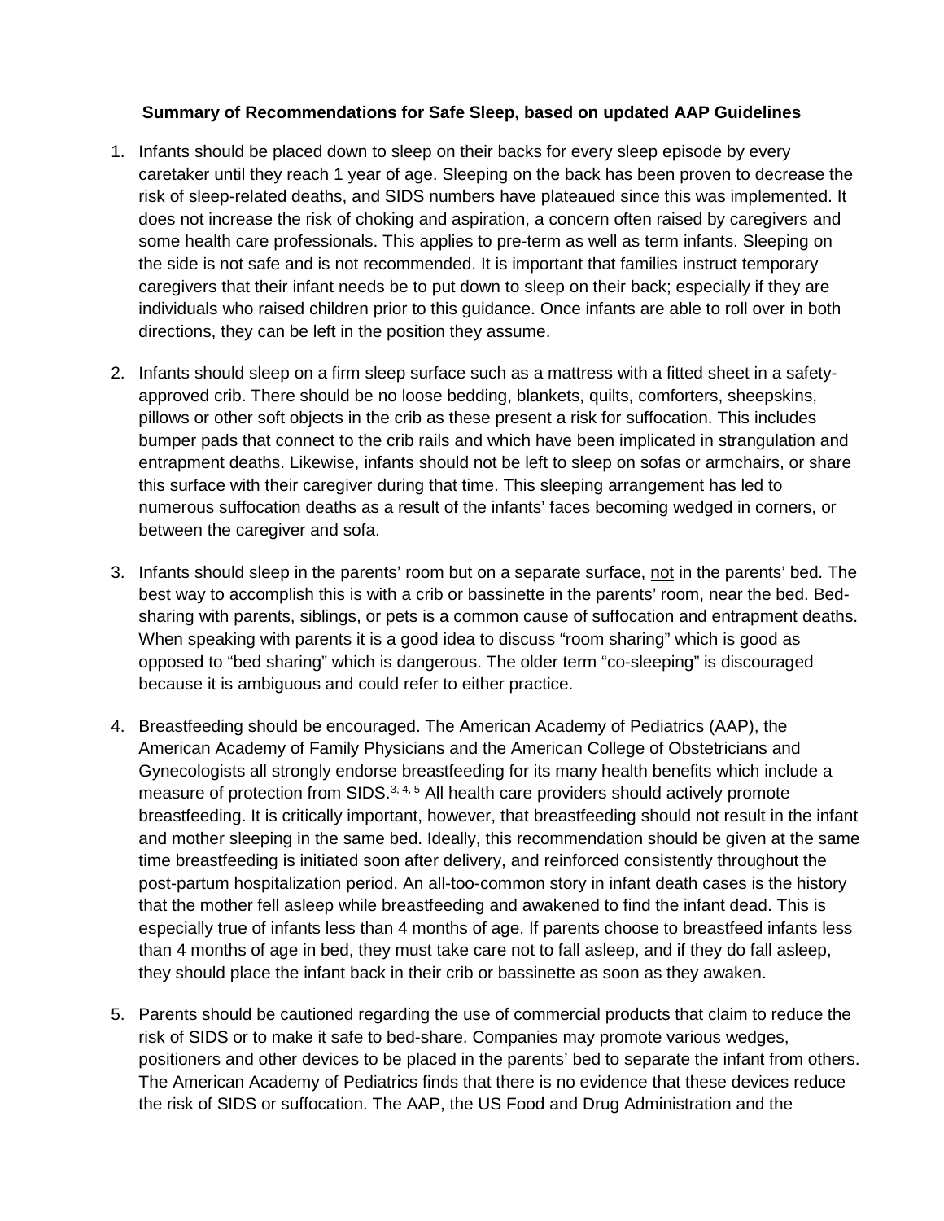**Summary of Recommendations for Safe Sleep, based on updated AAP Guidelines**

1. Infants should be placed down to sleep on their backs for every sleep episode by every caretaker until they reach 1 year of age. Sleeping on the back has been proven to decrease the risk of sleep-related deaths, and SIDS numbers have plateaued since this was implemented. It does not increase the risk of choking and aspiration, a concern often raised by caregivers and some health care professionals. This applies to pre-term as well as term infants. Sleeping on the side is not safe and is not recommended. It is important that families instruct temporary caregivers that their infant needs be to put down to sleep on their back; especially if they are individuals who raised children prior to this guidance. Once infants are able to roll over in both directions, they can be left in the position they assume.

2. Infants should sleep on a firm sleep surface such as a mattress with a fitted sheet in a safety-approved crib. There should be no loose bedding, blankets, quilts, comforters, sheepskins, pillows or other soft objects in the crib as these present a risk for suffocation. This includes bumper pads that connect to the crib rails and which have been implicated in strangulation and entrapment deaths. Likewise, infants should not be left to sleep on sofas or armchairs, or share this surface with their caregiver during that time. This sleeping arrangement has led to numerous suffocation deaths as a result of the infants' faces becoming wedged in corners, or between the caregiver and sofa.

3. Infants should sleep in the parents' room but on a separate surface, <u>not</u> in the parents' bed. The best way to accomplish this is with a crib or bassinette in the parents' room, near the bed. Bed-sharing with parents, siblings, or pets is a common cause of suffocation and entrapment deaths. When speaking with parents it is a good idea to discuss "room sharing" which is good as opposed to "bed sharing" which is dangerous. The older term "co-sleeping" is discouraged because it is ambiguous and could refer to either practice.

4. Breastfeeding should be encouraged. The American Academy of Pediatrics (AAP), the American Academy of Family Physicians and the American College of Obstetricians and Gynecologists all strongly endorse breastfeeding for its many health benefits which include a measure of protection from SIDS.[3, 4, 5] All health care providers should actively promote breastfeeding. It is critically important, however, that breastfeeding should not result in the infant and mother sleeping in the same bed. Ideally, this recommendation should be given at the same time breastfeeding is initiated soon after delivery, and reinforced consistently throughout the post-partum hospitalization period. An all-too-common story in infant death cases is the history that the mother fell asleep while breastfeeding and awakened to find the infant dead. This is especially true of infants less than 4 months of age. If parents choose to breastfeed infants less than 4 months of age in bed, they must take care not to fall asleep, and if they do fall asleep, they should place the infant back in their crib or bassinette as soon as they awaken.

5. Parents should be cautioned regarding the use of commercial products that claim to reduce the risk of SIDS or to make it safe to bed-share. Companies may promote various wedges, positioners and other devices to be placed in the parents' bed to separate the infant from others. The American Academy of Pediatrics finds that there is no evidence that these devices reduce the risk of SIDS or suffocation. The AAP, the US Food and Drug Administration and the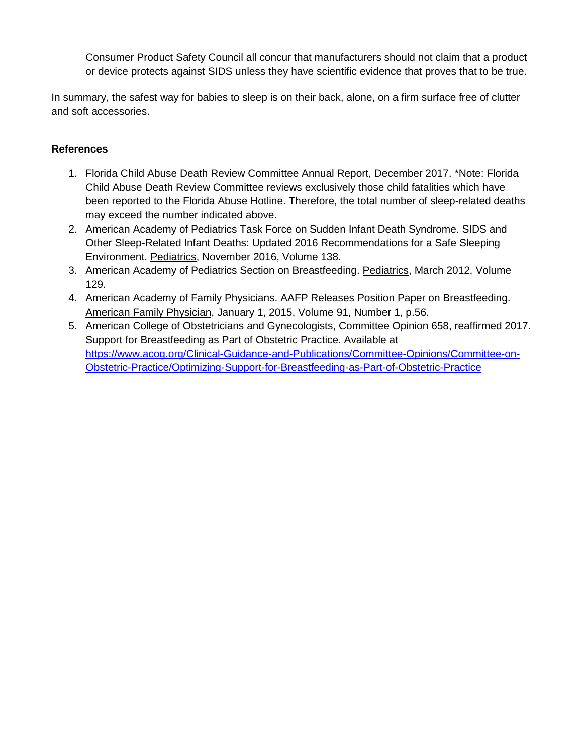Consumer Product Safety Council all concur that manufacturers should not claim that a product or device protects against SIDS unless they have scientific evidence that proves that to be true.

In summary, the safest way for babies to sleep is on their back, alone, on a firm surface free of clutter and soft accessories.

**References**

1. Florida Child Abuse Death Review Committee Annual Report, December 2017. *Note: Florida Child Abuse Death Review Committee reviews exclusively those child fatalities which have been reported to the Florida Abuse Hotline. Therefore, the total number of sleep-related deaths may exceed the number indicated above.
2. American Academy of Pediatrics Task Force on Sudden Infant Death Syndrome. SIDS and Other Sleep-Related Infant Deaths: Updated 2016 Recommendations for a Safe Sleeping Environment. Pediatrics, November 2016, Volume 138.
3. American Academy of Pediatrics Section on Breastfeeding. Pediatrics, March 2012, Volume 129.
4. American Academy of Family Physicians. AAFP Releases Position Paper on Breastfeeding. American Family Physician, January 1, 2015, Volume 91, Number 1, p.56.
5. American College of Obstetricians and Gynecologists, Committee Opinion 658, reaffirmed 2017. Support for Breastfeeding as Part of Obstetric Practice. Available at https://www.acog.org/Clinical-Guidance-and-Publications/Committee-Opinions/Committee-on-Obstetric-Practice/Optimizing-Support-for-Breastfeeding-as-Part-of-Obstetric-Practice